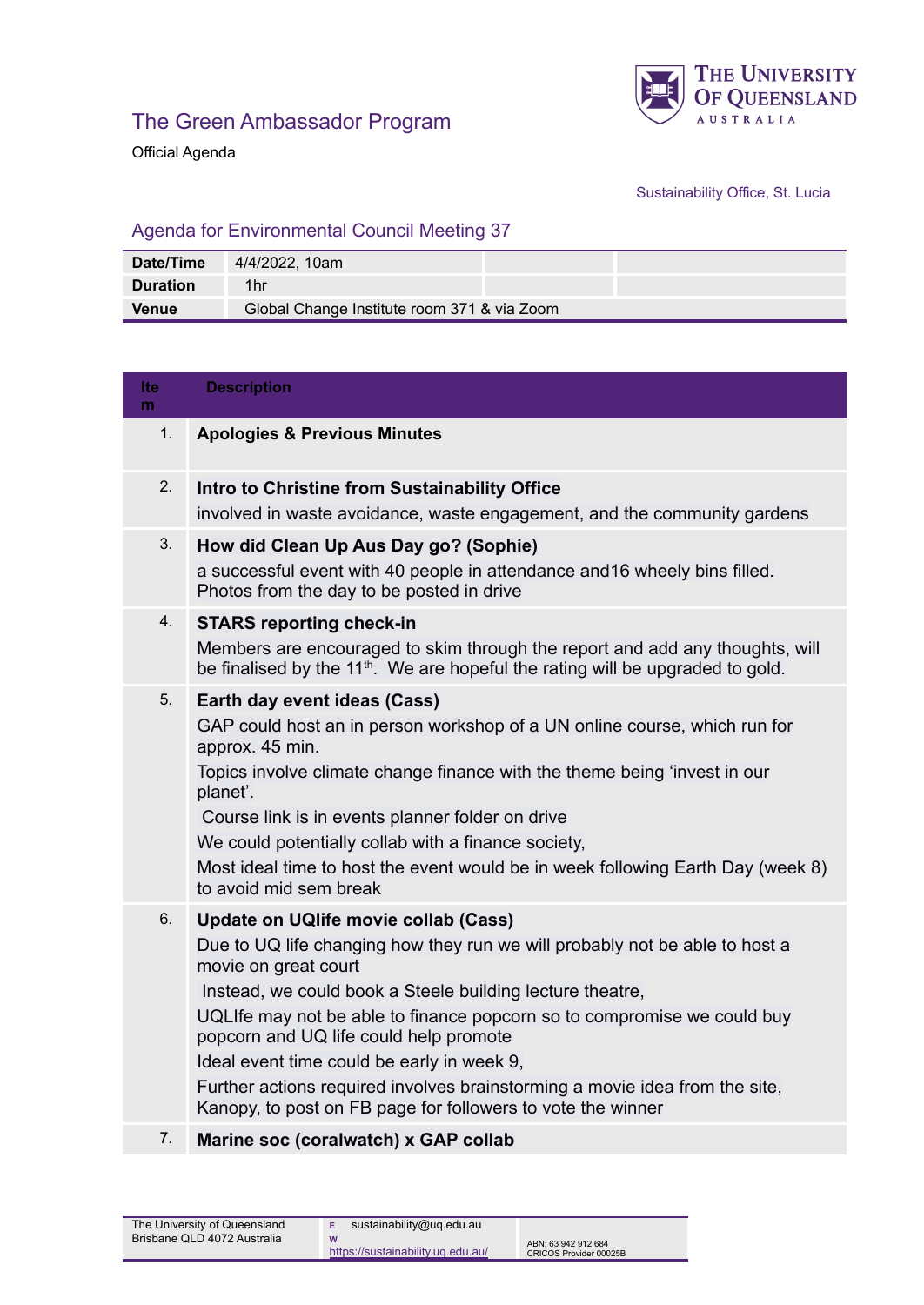# The Green Ambassador Program

Official Agenda

Sustainability Office, St. Lucia

## Agenda for Environmental Council Meeting 37

| **Date/Time** | 4/4/2022, 10am | | |
|---|---|---|---|
| **Duration** | 1hr | | |
| **Venue** | Global Change Institute room 371 & via Zoom | | |

| Item | Description |
|---|---|
| 1. | **Apologies & Previous Minutes** |
| 2. | **Intro to Christine from Sustainability Office**<br>involved in waste avoidance, waste engagement, and the community gardens |
| 3. | **How did Clean Up Aus Day go? (Sophie)**<br>a successful event with 40 people in attendance and16 wheely bins filled. Photos from the day to be posted in drive |
| 4. | **STARS reporting check-in**<br>Members are encouraged to skim through the report and add any thoughts, will be finalised by the 11th. We are hopeful the rating will be upgraded to gold. |
| 5. | **Earth day event ideas (Cass)**<br>GAP could host an in person workshop of a UN online course, which run for approx. 45 min.<br>Topics involve climate change finance with the theme being 'invest in our planet'.<br>Course link is in events planner folder on drive<br>We could potentially collab with a finance society,<br>Most ideal time to host the event would be in week following Earth Day (week 8) to avoid mid sem break |
| 6. | **Update on UQlife movie collab (Cass)**<br>Due to UQ life changing how they run we will probably not be able to host a movie on great court<br>Instead, we could book a Steele building lecture theatre,<br>UQLIfe may not be able to finance popcorn so to compromise we could buy popcorn and UQ life could help promote<br>Ideal event time could be early in week 9,<br>Further actions required involves brainstorming a movie idea from the site, Kanopy, to post on FB page for followers to vote the winner |
| 7. | **Marine soc (coralwatch) x GAP collab** |

The University of Queensland
Brisbane QLD 4072 Australia

E sustainability@uq.edu.au
W https://sustainability.uq.edu.au/

ABN: 63 942 912 684
CRICOS Provider 00025B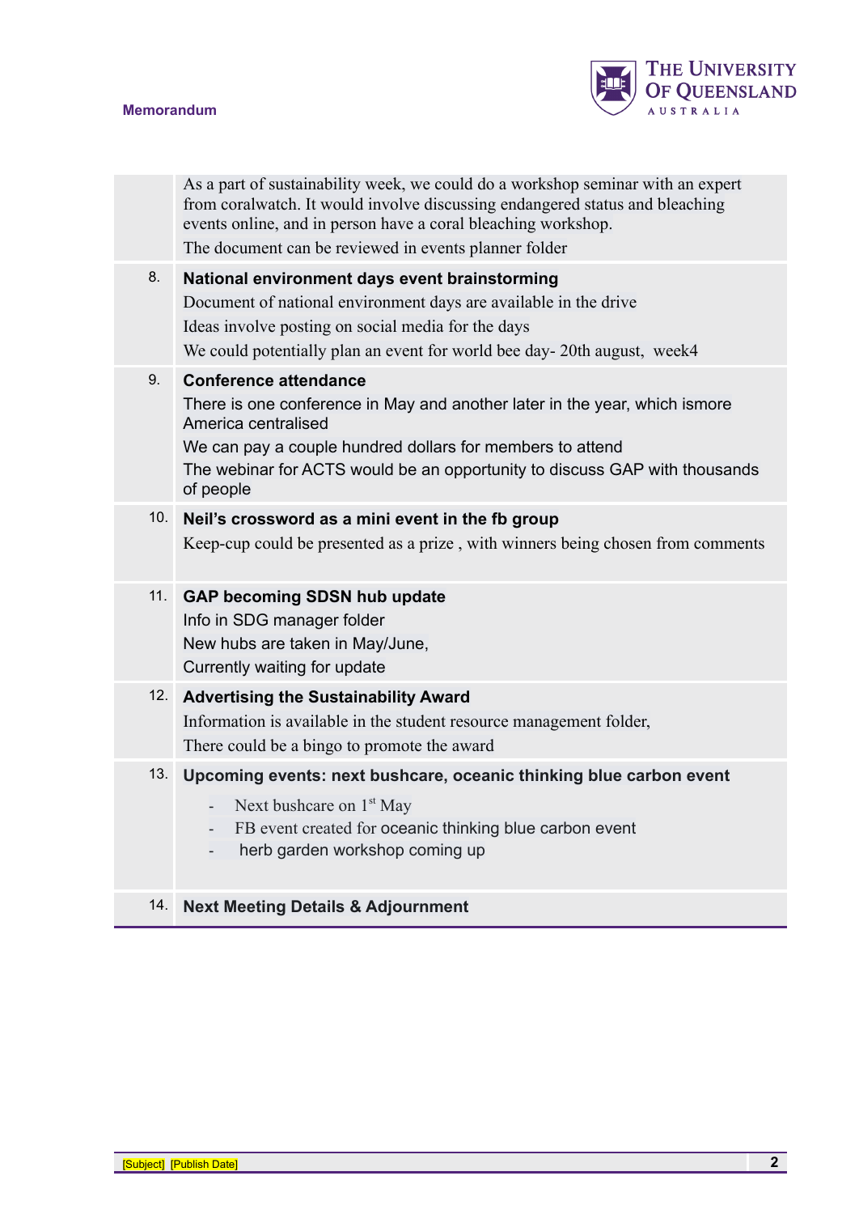| | |
|---|---|
| | As a part of sustainability week, we could do a workshop seminar with an expert from coralwatch. It would involve discussing endangered status and bleaching events online, and in person have a coral bleaching workshop.<br>The document can be reviewed in events planner folder |
| 8. | **National environment days event brainstorming**<br>Document of national environment days are available in the drive<br>Ideas involve posting on social media for the days<br>We could potentially plan an event for world bee day- 20th august, week4 |
| 9. | **Conference attendance**<br>There is one conference in May and another later in the year, which ismore America centralised<br>We can pay a couple hundred dollars for members to attend<br>The webinar for ACTS would be an opportunity to discuss GAP with thousands of people |
| 10. | **Neil's crossword as a mini event in the fb group**<br>Keep-cup could be presented as a prize , with winners being chosen from comments |
| 11. | **GAP becoming SDSN hub update**<br>Info in SDG manager folder<br>New hubs are taken in May/June,<br>Currently waiting for update |
| 12. | **Advertising the Sustainability Award**<br>Information is available in the student resource management folder,<br>There could be a bingo to promote the award |
| 13. | **Upcoming events: next bushcare, oceanic thinking blue carbon event**<br>- Next bushcare on 1st May<br>- FB event created for oceanic thinking blue carbon event<br>- herb garden workshop coming up |
| 14. | **Next Meeting Details & Adjournment** |